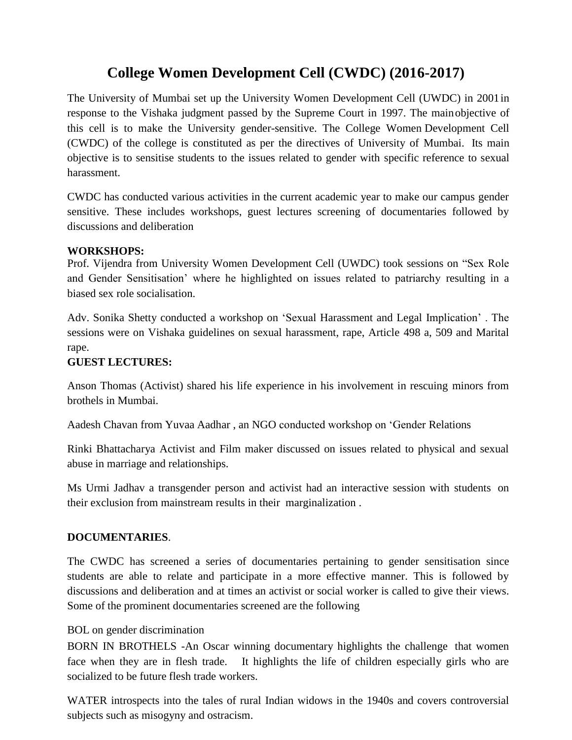# College Women Development Cell (CWDC) (2016-2017)

The University of Mumbai set up the University Women Development Cell (UWDC) in 2001 in response to the Vishaka judgment passed by the Supreme Court in 1997. The main objective of this cell is to make the University gender-sensitive. The College Women Development Cell (CWDC) of the college is constituted as per the directives of University of Mumbai. Its main objective is to sensitise students to the issues related to gender with specific reference to sexual harassment.

CWDC has conducted various activities in the current academic year to make our campus gender sensitive. These includes workshops, guest lectures screening of documentaries followed by discussions and deliberation

**WORKSHOPS:**

Prof. Vijendra from University Women Development Cell (UWDC) took sessions on "Sex Role and Gender Sensitisation' where he highlighted on issues related to patriarchy resulting in a biased sex role socialisation.

Adv. Sonika Shetty conducted a workshop on 'Sexual Harassment and Legal Implication' . The sessions were on Vishaka guidelines on sexual harassment, rape, Article 498 a, 509 and Marital rape.

**GUEST LECTURES:**

Anson Thomas (Activist) shared his life experience in his involvement in rescuing minors from brothels in Mumbai.

Aadesh Chavan from Yuvaa Aadhar , an NGO conducted workshop on 'Gender Relations

Rinki Bhattacharya Activist and Film maker discussed on issues related to physical and sexual abuse in marriage and relationships.

Ms Urmi Jadhav a transgender person and activist had an interactive session with students on their exclusion from mainstream results in their marginalization .

**DOCUMENTARIES**.

The CWDC has screened a series of documentaries pertaining to gender sensitisation since students are able to relate and participate in a more effective manner. This is followed by discussions and deliberation and at times an activist or social worker is called to give their views. Some of the prominent documentaries screened are the following

BOL on gender discrimination

BORN IN BROTHELS -An Oscar winning documentary highlights the challenge that women face when they are in flesh trade. It highlights the life of children especially girls who are socialized to be future flesh trade workers.

WATER introspects into the tales of rural Indian widows in the 1940s and covers controversial subjects such as misogyny and ostracism.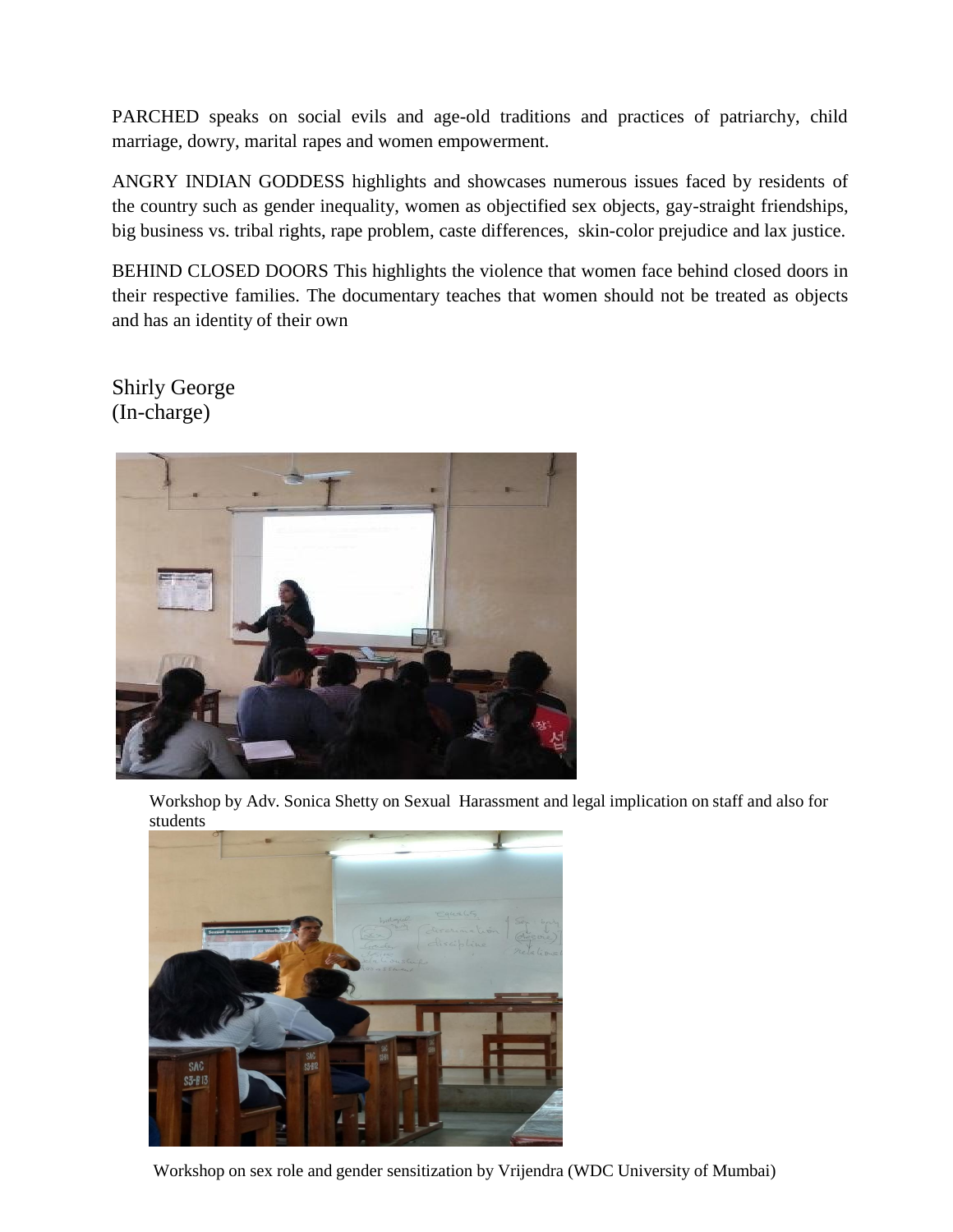PARCHED speaks on social evils and age-old traditions and practices of patriarchy, child marriage, dowry, marital rapes and women empowerment.

ANGRY INDIAN GODDESS highlights and showcases numerous issues faced by residents of the country such as gender inequality, women as objectified sex objects, gay-straight friendships, big business vs. tribal rights, rape problem, caste differences, skin-color prejudice and lax justice.

BEHIND CLOSED DOORS This highlights the violence that women face behind closed doors in their respective families. The documentary teaches that women should not be treated as objects and has an identity of their own

Shirly George
(In-charge)

Workshop by Adv. Sonica Shetty on Sexual Harassment and legal implication on staff and also for students

Workshop on sex role and gender sensitization by Vrijendra (WDC University of Mumbai)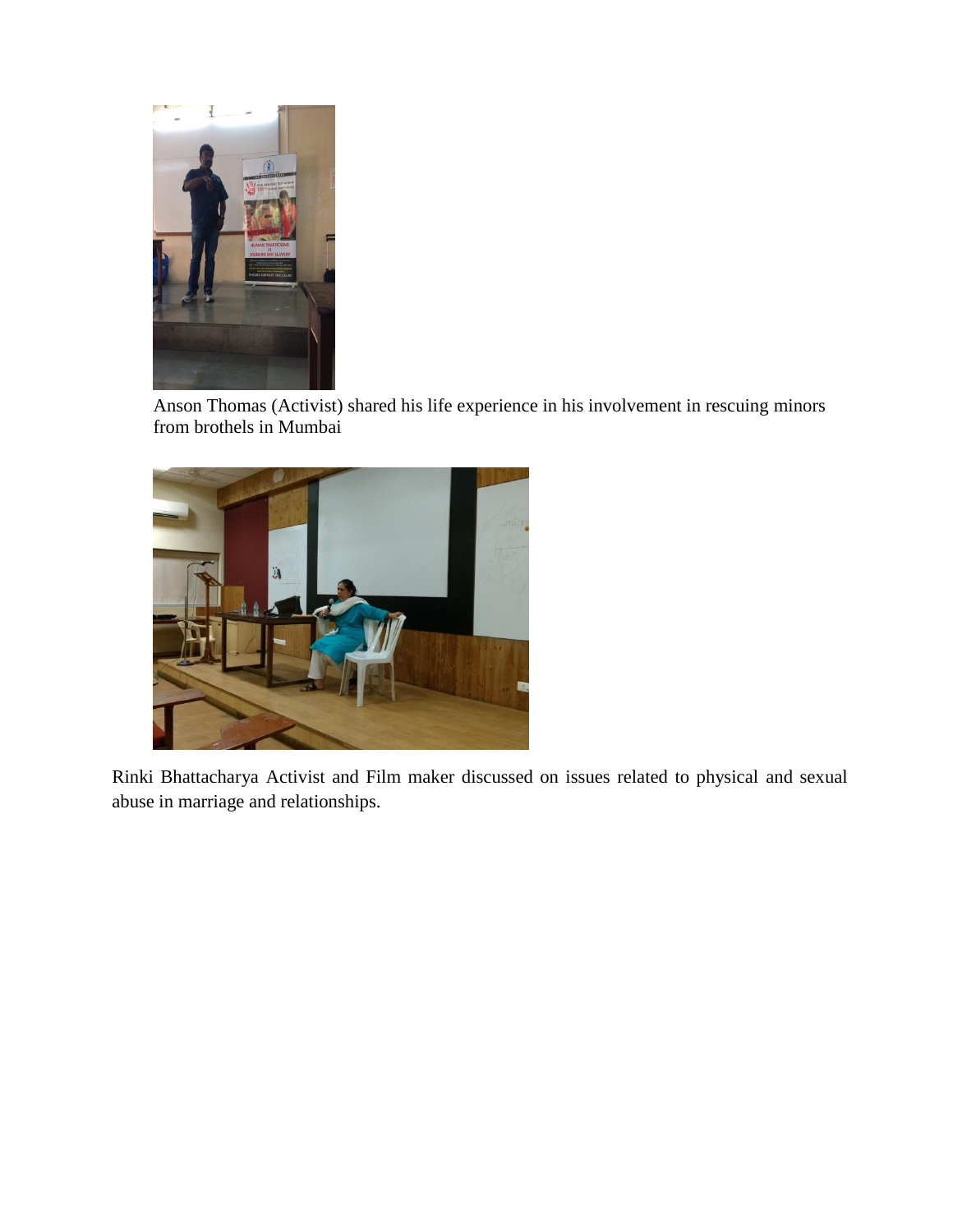Anson Thomas (Activist) shared his life experience in his involvement in rescuing minors from brothels in Mumbai

Rinki Bhattacharya Activist and Film maker discussed on issues related to physical and sexual abuse in marriage and relationships.